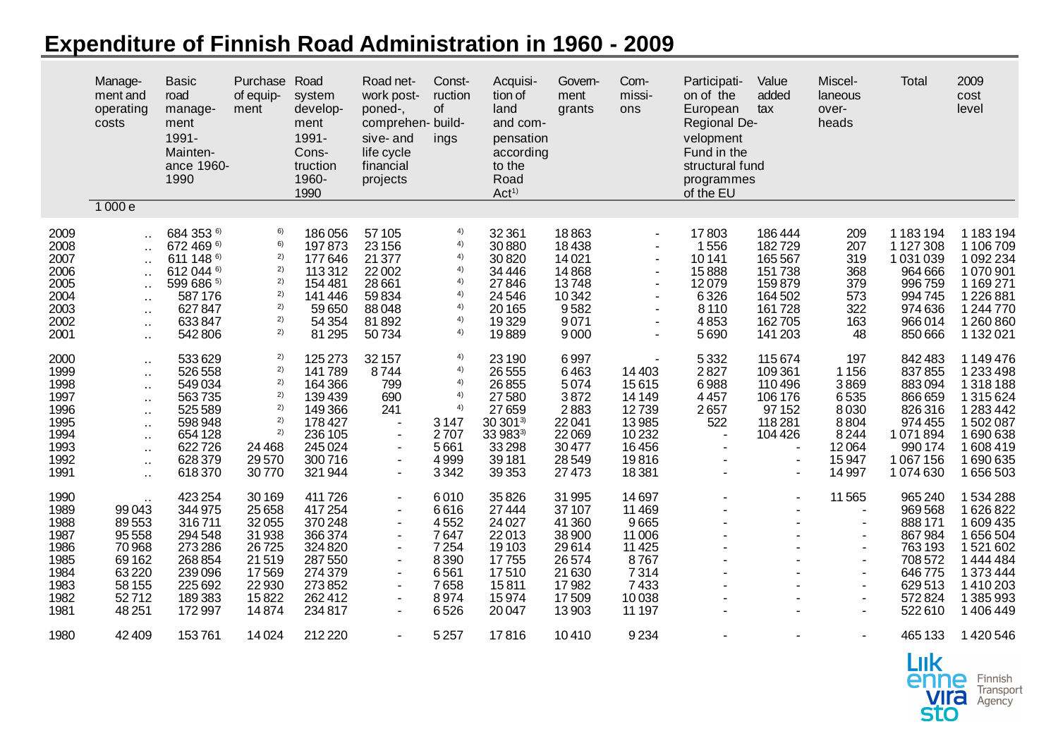# Expenditure of Finnish Road Administration in 1960 - 2009

| | Management and operating costs | Basic road management 1991- Maintenance 1960-1990 | Purchase of equipment | Road system development 1991- Construction 1960-1990 | Road network postponed-, comprehensive- and life cycle financial projects | Construction of buildings | Acquisition of land and compensation according to the Road Act[1] | Government grants | Commissions | Participation of the European Regional Development Fund in the structural fund programmes of the EU | Value added tax | Miscellaneous overheads | Total | 2009 cost level |
|---|---|---|---|---|---|---|---|---|---|---|---|---|---|---|
| | 1 000 e | | | | | | | | | | | | | |
| 2009 | .. | 684 353 [6] | [6] | 186 056 | 57 105 | [4] | 32 361 | 18 863 | - | 17 803 | 186 444 | 209 | 1 183 194 | 1 183 194 |
| 2008 | .. | 672 469 [6] | [6] | 197 873 | 23 156 | [4] | 30 880 | 18 438 | - | 1 556 | 182 729 | 207 | 1 127 308 | 1 106 709 |
| 2007 | .. | 611 148 [6] | [2] | 177 646 | 21 377 | [4] | 30 820 | 14 021 | - | 10 141 | 165 567 | 319 | 1 031 039 | 1 092 234 |
| 2006 | .. | 612 044 [6] | [2] | 113 312 | 22 002 | [4] | 34 446 | 14 868 | - | 15 888 | 151 738 | 368 | 964 666 | 1 070 901 |
| 2005 | .. | 599 686 [5] | [2] | 154 481 | 28 661 | [4] | 27 846 | 13 748 | - | 12 079 | 159 879 | 379 | 996 759 | 1 169 271 |
| 2004 | .. | 587 176 | [2] | 141 446 | 59 834 | [4] | 24 546 | 10 342 | - | 6 326 | 164 502 | 573 | 994 745 | 1 226 881 |
| 2003 | .. | 627 847 | [2] | 59 650 | 88 048 | [4] | 20 165 | 9 582 | - | 8 110 | 161 728 | 322 | 974 636 | 1 244 770 |
| 2002 | .. | 633 847 | [2] | 54 354 | 81 892 | [4] | 19 329 | 9 071 | - | 4 853 | 162 705 | 163 | 966 014 | 1 260 860 |
| 2001 | .. | 542 806 | [2] | 81 295 | 50 734 | [4] | 19 889 | 9 000 | - | 5 690 | 141 203 | 48 | 850 666 | 1 132 021 |
| 2000 | .. | 533 629 | [2] | 125 273 | 32 157 | [4] | 23 190 | 6 997 | - | 5 332 | 115 674 | 197 | 842 483 | 1 149 476 |
| 1999 | .. | 526 558 | [2] | 141 789 | 8 744 | [4] | 26 555 | 6 463 | 14 403 | 2 827 | 109 361 | 1 156 | 837 855 | 1 233 498 |
| 1998 | .. | 549 034 | [2] | 164 366 | 799 | [4] | 26 855 | 5 074 | 15 615 | 6 988 | 110 496 | 3 869 | 883 094 | 1 318 188 |
| 1997 | .. | 563 735 | [2] | 139 439 | 690 | [4] | 27 580 | 3 872 | 14 149 | 4 457 | 106 176 | 6 535 | 866 659 | 1 315 624 |
| 1996 | .. | 525 589 | [2] | 149 366 | 241 | [4] | 27 659 | 2 883 | 12 739 | 2 657 | 97 152 | 8 030 | 826 316 | 1 283 442 |
| 1995 | .. | 598 948 | [2] | 178 427 | - | 3 147 | 30 301[3] | 22 041 | 13 985 | 522 | 118 281 | 8 804 | 974 455 | 1 502 087 |
| 1994 | .. | 654 128 | [2] | 236 105 | - | 2 707 | 33 983[3] | 22 069 | 10 232 | - | 104 426 | 8 244 | 1 071 894 | 1 690 638 |
| 1993 | .. | 622 726 | 24 468 | 245 024 | - | 5 661 | 33 298 | 30 477 | 16 456 | - | - | 12 064 | 990 174 | 1 608 419 |
| 1992 | .. | 628 379 | 29 570 | 300 716 | - | 4 999 | 39 181 | 28 549 | 19 816 | - | - | 15 947 | 1 067 156 | 1 690 635 |
| 1991 | .. | 618 370 | 30 770 | 321 944 | - | 3 342 | 39 353 | 27 473 | 18 381 | - | - | 14 997 | 1 074 630 | 1 656 503 |
| 1990 | .. | 423 254 | 30 169 | 411 726 | - | 6 010 | 35 826 | 31 995 | 14 697 | - | - | 11 565 | 965 240 | 1 534 288 |
| 1989 | 99 043 | 344 975 | 25 658 | 417 254 | - | 6 616 | 27 444 | 37 107 | 11 469 | - | - | - | 969 568 | 1 626 822 |
| 1988 | 89 553 | 316 711 | 32 055 | 370 248 | - | 4 552 | 24 027 | 41 360 | 9 665 | - | - | - | 888 171 | 1 609 435 |
| 1987 | 95 558 | 294 548 | 31 938 | 366 374 | - | 7 647 | 22 013 | 38 900 | 11 006 | - | - | - | 867 984 | 1 656 504 |
| 1986 | 70 968 | 273 286 | 26 725 | 324 820 | - | 7 254 | 19 103 | 29 614 | 11 425 | - | - | - | 763 193 | 1 521 602 |
| 1985 | 69 162 | 268 854 | 21 519 | 287 550 | - | 8 390 | 17 755 | 26 574 | 8 767 | - | - | - | 708 572 | 1 444 484 |
| 1984 | 63 220 | 239 096 | 17 569 | 274 379 | - | 6 561 | 17 510 | 21 630 | 7 314 | - | - | - | 646 775 | 1 373 444 |
| 1983 | 58 155 | 225 692 | 22 930 | 273 852 | - | 7 658 | 15 811 | 17 982 | 7 433 | - | - | - | 629 513 | 1 410 203 |
| 1982 | 52 712 | 189 383 | 15 822 | 262 412 | - | 8 974 | 15 974 | 17 509 | 10 038 | - | - | - | 572 824 | 1 385 993 |
| 1981 | 48 251 | 172 997 | 14 874 | 234 817 | - | 6 526 | 20 047 | 13 903 | 11 197 | - | - | - | 522 610 | 1 406 449 |
| 1980 | 42 409 | 153 761 | 14 024 | 212 220 | - | 5 257 | 17 816 | 10 410 | 9 234 | - | - | - | 465 133 | 1 420 546 |

Liikennevirasto Finnish Transport Agency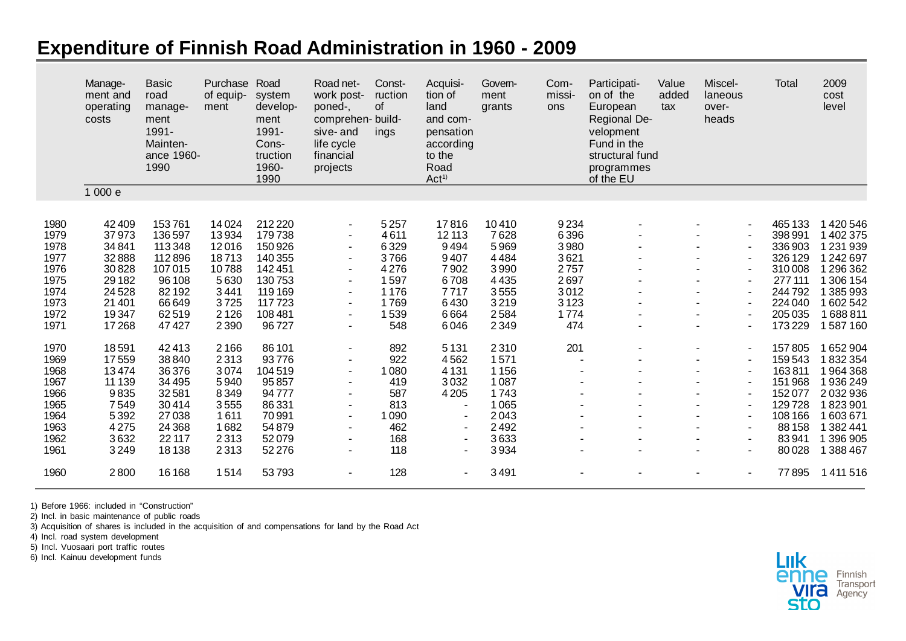# Expenditure of Finnish Road Administration in 1960 - 2009

| | Management and operating costs | Basic road management 1991- Maintenance 1960-1990 | Purchase of equipment | Road system development 1991- Construction 1960-1990 | Road network postponed-, comprehensive- and life cycle financial projects | Construction of buildings | Acquisition of land and compensation according to the Road Act[1] | Government grants | Commissions | Participation of the European Regional Development Fund in the structural fund programmes of the EU | Value added tax | Miscellaneous overheads | Total | 2009 cost level |
|---|---|---|---|---|---|---|---|---|---|---|---|---|---|---|
| | 1 000 e | | | | | | | | | | | | | |
| 1980 | 42 409 | 153 761 | 14 024 | 212 220 | - | 5 257 | 17 816 | 10 410 | 9 234 | - | - | - | 465 133 | 1 420 546 |
| 1979 | 37 973 | 136 597 | 13 934 | 179 738 | - | 4 611 | 12 113 | 7 628 | 6 396 | - | - | - | 398 991 | 1 402 375 |
| 1978 | 34 841 | 113 348 | 12 016 | 150 926 | - | 6 329 | 9 494 | 5 969 | 3 980 | - | - | - | 336 903 | 1 231 939 |
| 1977 | 32 888 | 112 896 | 18 713 | 140 355 | - | 3 766 | 9 407 | 4 484 | 3 621 | - | - | - | 326 129 | 1 242 697 |
| 1976 | 30 828 | 107 015 | 10 788 | 142 451 | - | 4 276 | 7 902 | 3 990 | 2 757 | - | - | - | 310 008 | 1 296 362 |
| 1975 | 29 182 | 96 108 | 5 630 | 130 753 | - | 1 597 | 6 708 | 4 435 | 2 697 | - | - | - | 277 111 | 1 306 154 |
| 1974 | 24 528 | 82 192 | 3 441 | 119 169 | - | 1 176 | 7 717 | 3 555 | 3 012 | - | - | - | 244 792 | 1 385 993 |
| 1973 | 21 401 | 66 649 | 3 725 | 117 723 | - | 1 769 | 6 430 | 3 219 | 3 123 | - | - | - | 224 040 | 1 602 542 |
| 1972 | 19 347 | 62 519 | 2 126 | 108 481 | - | 1 539 | 6 664 | 2 584 | 1 774 | - | - | - | 205 035 | 1 688 811 |
| 1971 | 17 268 | 47 427 | 2 390 | 96 727 | - | 548 | 6 046 | 2 349 | 474 | - | - | - | 173 229 | 1 587 160 |
| 1970 | 18 591 | 42 413 | 2 166 | 86 101 | - | 892 | 5 131 | 2 310 | 201 | - | - | - | 157 805 | 1 652 904 |
| 1969 | 17 559 | 38 840 | 2 313 | 93 776 | - | 922 | 4 562 | 1 571 | - | - | - | - | 159 543 | 1 832 354 |
| 1968 | 13 474 | 36 376 | 3 074 | 104 519 | - | 1 080 | 4 131 | 1 156 | - | - | - | - | 163 811 | 1 964 368 |
| 1967 | 11 139 | 34 495 | 5 940 | 95 857 | - | 419 | 3 032 | 1 087 | - | - | - | - | 151 968 | 1 936 249 |
| 1966 | 9 835 | 32 581 | 8 349 | 94 777 | - | 587 | 4 205 | 1 743 | - | - | - | - | 152 077 | 2 032 936 |
| 1965 | 7 549 | 30 414 | 3 555 | 86 331 | - | 813 | - | 1 065 | - | - | - | - | 129 728 | 1 823 901 |
| 1964 | 5 392 | 27 038 | 1 611 | 70 991 | - | 1 090 | - | 2 043 | - | - | - | - | 108 166 | 1 603 671 |
| 1963 | 4 275 | 24 368 | 1 682 | 54 879 | - | 462 | - | 2 492 | - | - | - | - | 88 158 | 1 382 441 |
| 1962 | 3 632 | 22 117 | 2 313 | 52 079 | - | 168 | - | 3 633 | - | - | - | - | 83 941 | 1 396 905 |
| 1961 | 3 249 | 18 138 | 2 313 | 52 276 | - | 118 | - | 3 934 | - | - | - | - | 80 028 | 1 388 467 |
| 1960 | 2 800 | 16 168 | 1 514 | 53 793 | - | 128 | - | 3 491 | - | - | - | - | 77 895 | 1 411 516 |

1) Before 1966: included in "Construction"
2) Incl. in basic maintenance of public roads
3) Acquisition of shares is included in the acquisition of and compensations for land by the Road Act
4) Incl. road system development
5) Incl. Vuosaari port traffic routes
6) Incl. Kainuu development funds

Liikennevirasto Finnish Transport Agency